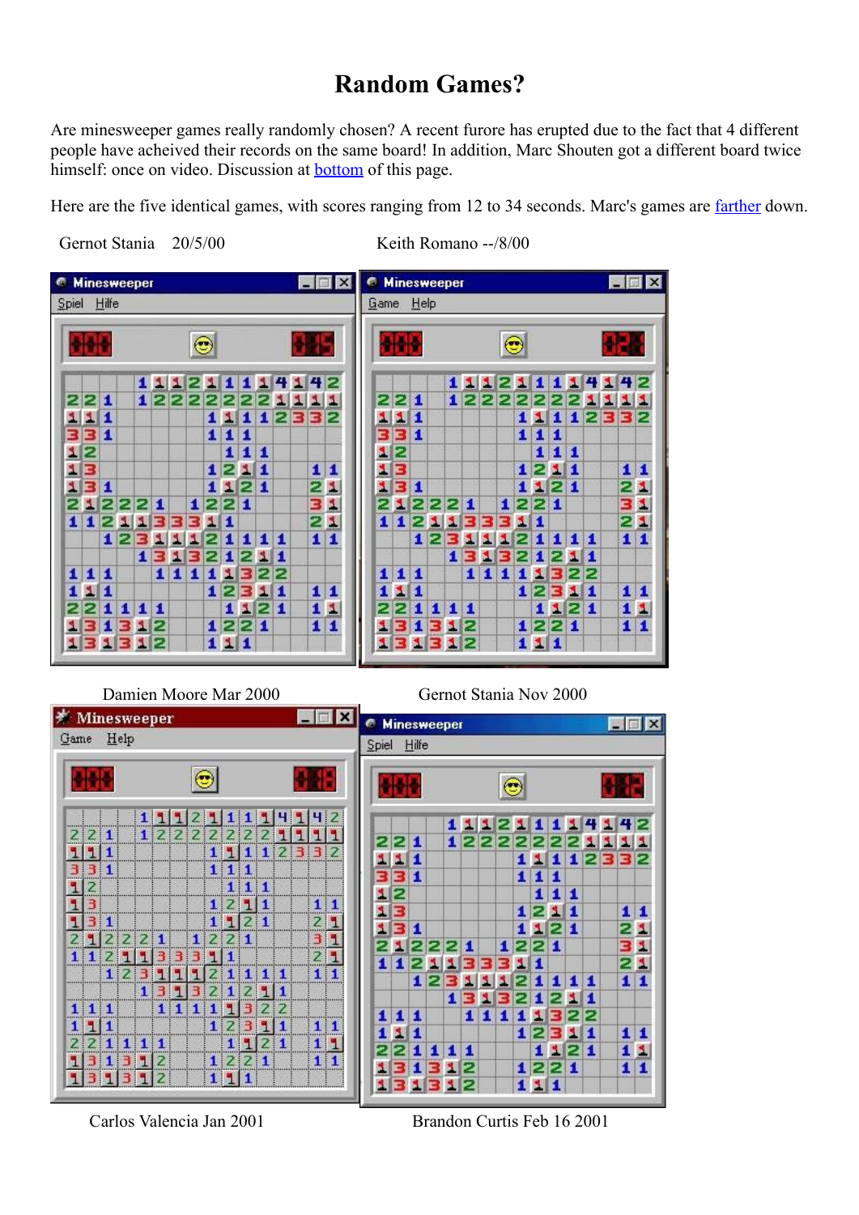# Random Games?

Are minesweeper games really randomly chosen? A recent furore has erupted due to the fact that 4 different people have acheived their records on the same board! In addition, Marc Shouten got a different board twice himself: once on video. Discussion at [bottom](#) of this page.

Here are the five identical games, with scores ranging from 12 to 34 seconds. Marc's games are [farther](#) down.

Gernot Stania 20/5/00

Keith Romano --/8/00

Damien Moore Mar 2000

Gernot Stania Nov 2000

Carlos Valencia Jan 2001

Brandon Curtis Feb 16 2001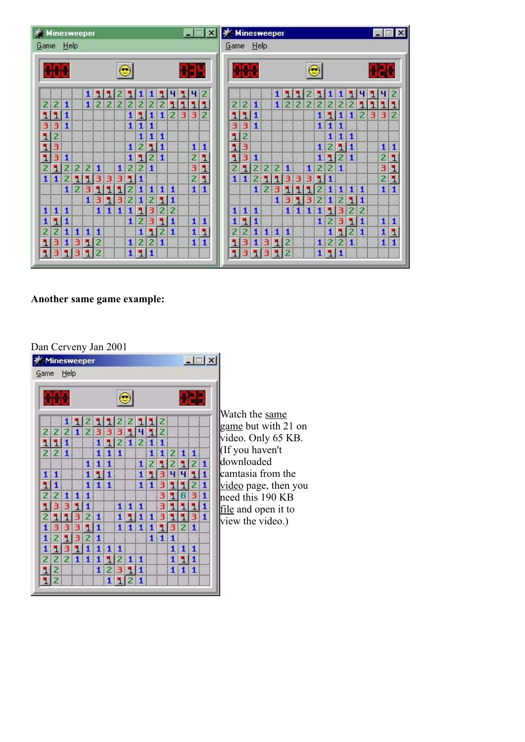**Another same game example:**

Dan Cerveny Jan 2001

Watch the same game but with 21 on video. Only 65 KB. (If you haven't downloaded camtasia from the video page, then you need this 190 KB file and open it to view the video.)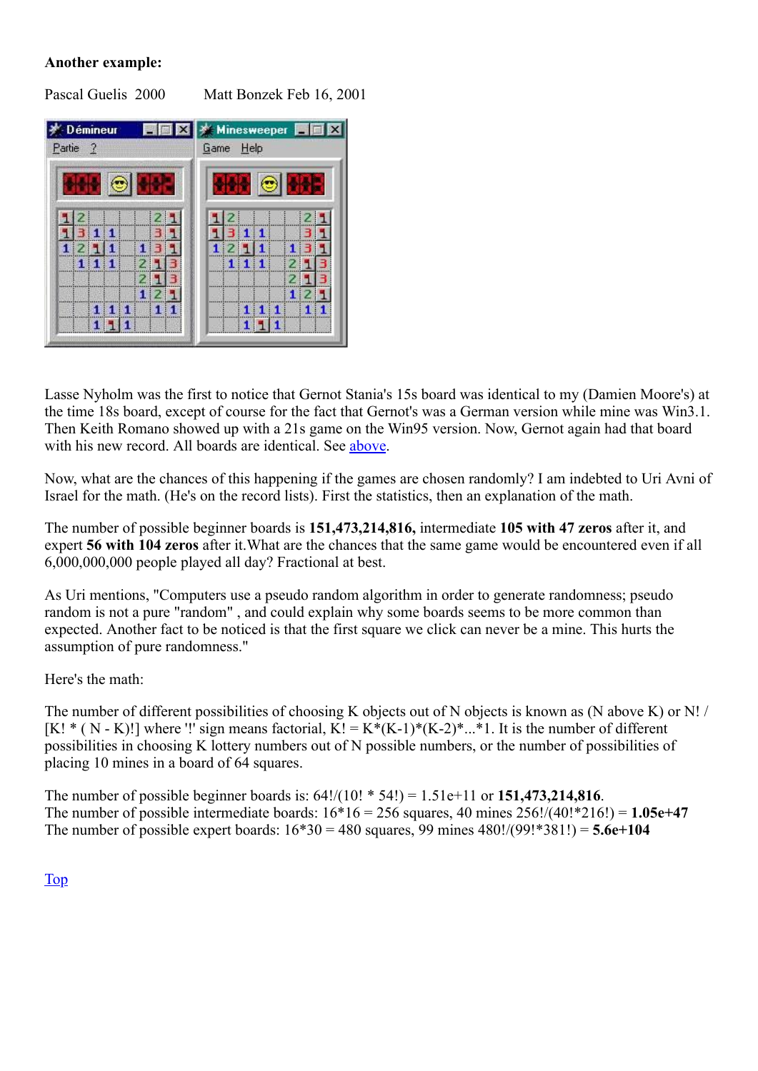**Another example:**

Pascal Guelis 2000 Matt Bonzek Feb 16, 2001

Lasse Nyholm was the first to notice that Gernot Stania's 15s board was identical to my (Damien Moore's) at the time 18s board, except of course for the fact that Gernot's was a German version while mine was Win3.1. Then Keith Romano showed up with a 21s game on the Win95 version. Now, Gernot again had that board with his new record. All boards are identical. See above.

Now, what are the chances of this happening if the games are chosen randomly? I am indebted to Uri Avni of Israel for the math. (He's on the record lists). First the statistics, then an explanation of the math.

The number of possible beginner boards is **151,473,214,816,** intermediate **105 with 47 zeros** after it, and expert **56 with 104 zeros** after it.What are the chances that the same game would be encountered even if all 6,000,000,000 people played all day? Fractional at best.

As Uri mentions, "Computers use a pseudo random algorithm in order to generate randomness; pseudo random is not a pure "random" , and could explain why some boards seems to be more common than expected. Another fact to be noticed is that the first square we click can never be a mine. This hurts the assumption of pure randomness."

Here's the math:

The number of different possibilities of choosing K objects out of N objects is known as (N above K) or N! / [K! * ( N - K)!] where '!' sign means factorial, K! = K*(K-1)*(K-2)*...*1. It is the number of different possibilities in choosing K lottery numbers out of N possible numbers, or the number of possibilities of placing 10 mines in a board of 64 squares.

The number of possible beginner boards is: 64!/(10! * 54!) = 1.51e+11 or **151,473,214,816**.
The number of possible intermediate boards: 16*16 = 256 squares, 40 mines 256!/(40!*216!) = **1.05e+47**
The number of possible expert boards: 16*30 = 480 squares, 99 mines 480!/(99!*381!) = **5.6e+104**

Top